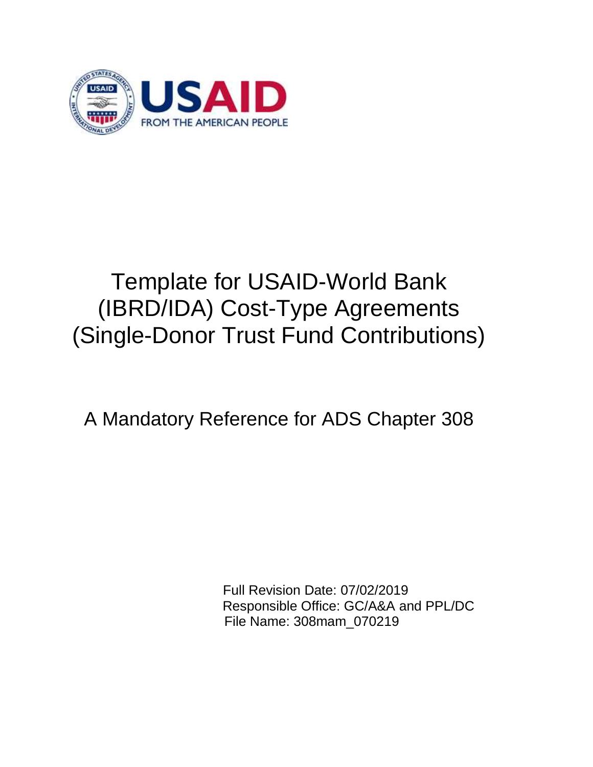# Template for USAID-World Bank (IBRD/IDA) Cost-Type Agreements (Single-Donor Trust Fund Contributions)

A Mandatory Reference for ADS Chapter 308

Full Revision Date: 07/02/2019
Responsible Office: GC/A&A and PPL/DC
File Name: 308mam_070219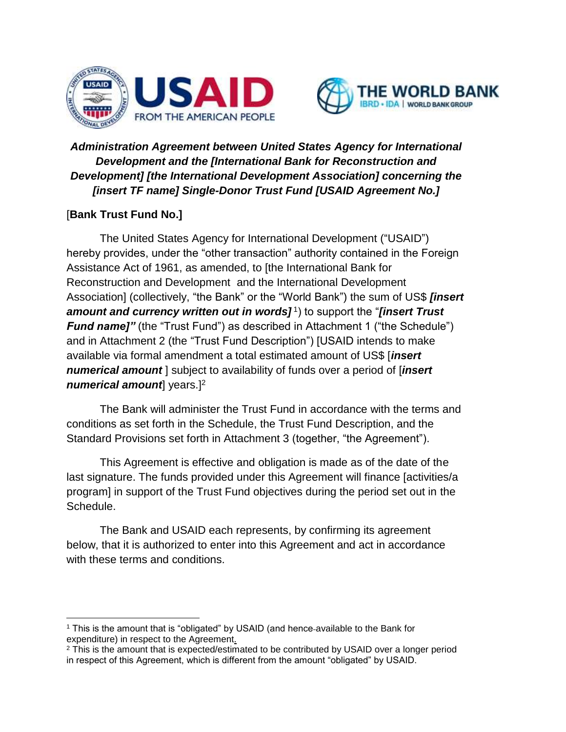***Administration Agreement between United States Agency for International Development and the [International Bank for Reconstruction and Development] [the International Development Association] concerning the [insert TF name] Single-Donor Trust Fund [USAID Agreement No.]***

[**Bank Trust Fund No.]**

The United States Agency for International Development ("USAID") hereby provides, under the "other transaction" authority contained in the Foreign Assistance Act of 1961, as amended, to [the International Bank for Reconstruction and Development and the International Development Association] (collectively, "the Bank" or the "World Bank") the sum of US$ ***[insert amount and currency written out in words]*** [1]) to support the "***[insert Trust Fund name]"*** (the "Trust Fund") as described in Attachment 1 ("the Schedule") and in Attachment 2 (the "Trust Fund Description") [USAID intends to make available via formal amendment a total estimated amount of US$ [***insert numerical amount*** ] subject to availability of funds over a period of [***insert numerical amount***] years.][2]

The Bank will administer the Trust Fund in accordance with the terms and conditions as set forth in the Schedule, the Trust Fund Description, and the Standard Provisions set forth in Attachment 3 (together, "the Agreement").

This Agreement is effective and obligation is made as of the date of the last signature. The funds provided under this Agreement will finance [activities/a program] in support of the Trust Fund objectives during the period set out in the Schedule.

The Bank and USAID each represents, by confirming its agreement below, that it is authorized to enter into this Agreement and act in accordance with these terms and conditions.

---

[1] This is the amount that is "obligated" by USAID (and hence available to the Bank for expenditure) in respect to the Agreement.

[2] This is the amount that is expected/estimated to be contributed by USAID over a longer period in respect of this Agreement, which is different from the amount "obligated" by USAID.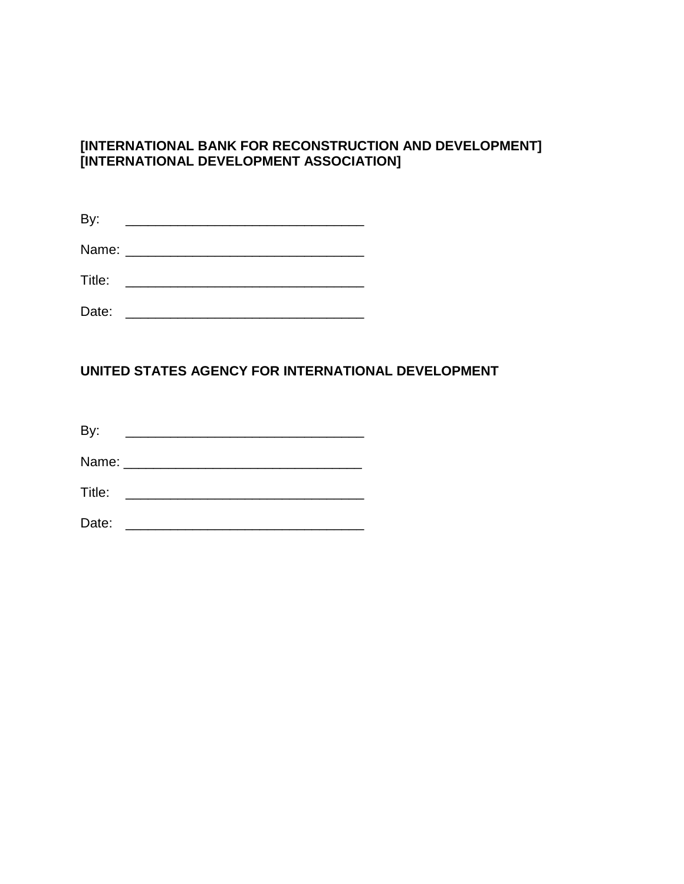**[INTERNATIONAL BANK FOR RECONSTRUCTION AND DEVELOPMENT]**
**[INTERNATIONAL DEVELOPMENT ASSOCIATION]**

By: \_\_\_\_\_\_\_\_\_\_\_\_\_\_\_\_\_\_\_\_\_\_\_\_\_\_\_\_\_\_\_\_

Name: \_\_\_\_\_\_\_\_\_\_\_\_\_\_\_\_\_\_\_\_\_\_\_\_\_\_\_\_\_\_\_\_

Title: \_\_\_\_\_\_\_\_\_\_\_\_\_\_\_\_\_\_\_\_\_\_\_\_\_\_\_\_\_\_\_\_

Date: \_\_\_\_\_\_\_\_\_\_\_\_\_\_\_\_\_\_\_\_\_\_\_\_\_\_\_\_\_\_\_\_

**UNITED STATES AGENCY FOR INTERNATIONAL DEVELOPMENT**

By: \_\_\_\_\_\_\_\_\_\_\_\_\_\_\_\_\_\_\_\_\_\_\_\_\_\_\_\_\_\_\_\_

Name: \_\_\_\_\_\_\_\_\_\_\_\_\_\_\_\_\_\_\_\_\_\_\_\_\_\_\_\_\_\_\_\_

Title: \_\_\_\_\_\_\_\_\_\_\_\_\_\_\_\_\_\_\_\_\_\_\_\_\_\_\_\_\_\_\_\_

Date: \_\_\_\_\_\_\_\_\_\_\_\_\_\_\_\_\_\_\_\_\_\_\_\_\_\_\_\_\_\_\_\_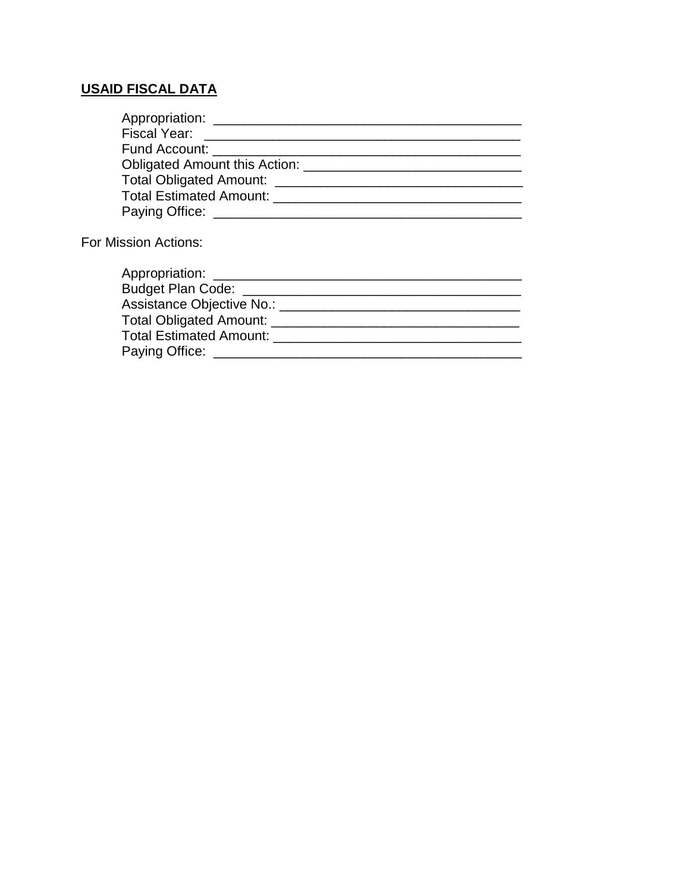**USAID FISCAL DATA**

Appropriation: ________________________________________
Fiscal Year: ________________________________________
Fund Account: ________________________________________
Obligated Amount this Action: ____________________________
Total Obligated Amount: _________________________________
Total Estimated Amount: _________________________________
Paying Office: ________________________________________

For Mission Actions:

Appropriation: ________________________________________
Budget Plan Code: _____________________________________
Assistance Objective No.: ________________________________
Total Obligated Amount: _________________________________
Total Estimated Amount: _________________________________
Paying Office: ________________________________________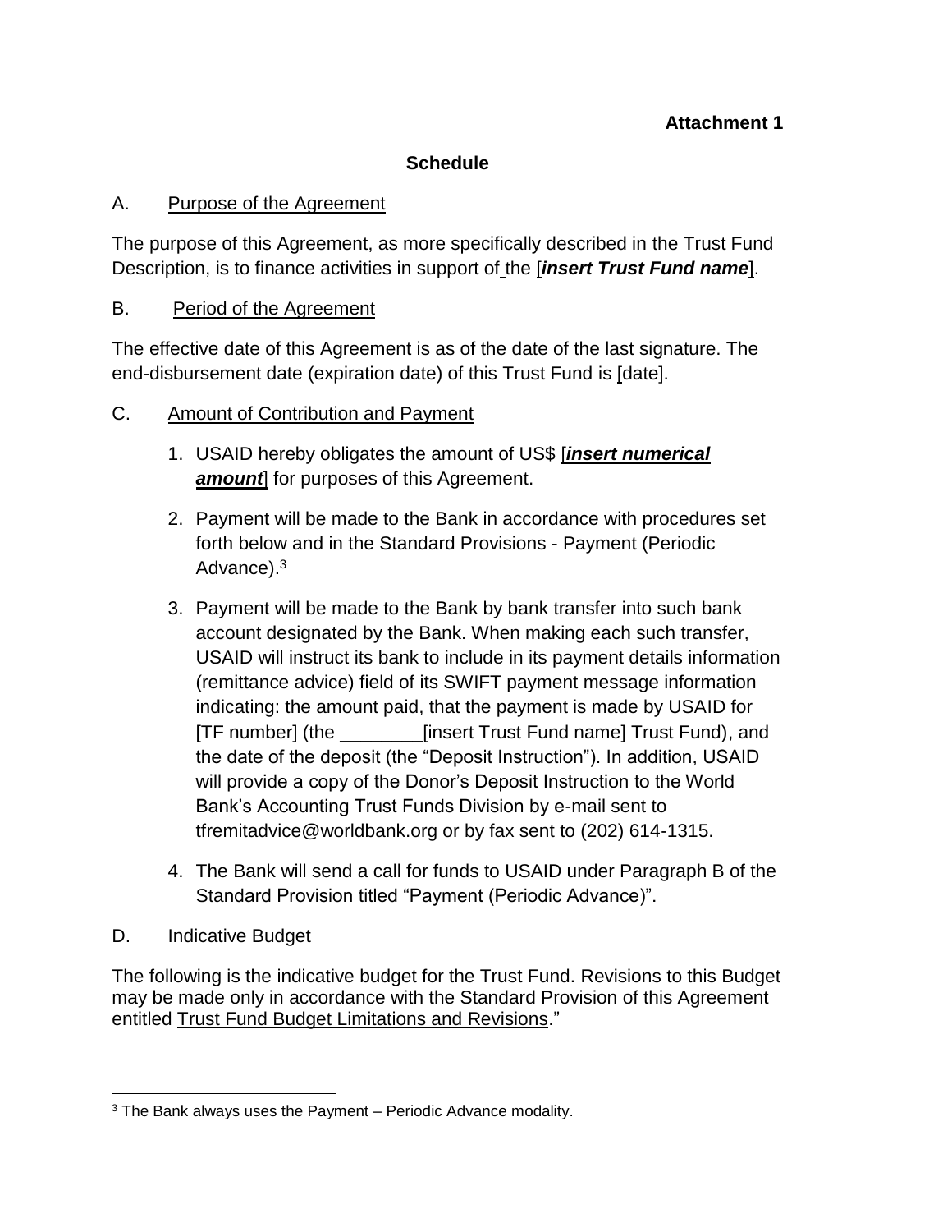**Attachment 1**

## Schedule

A. Purpose of the Agreement

The purpose of this Agreement, as more specifically described in the Trust Fund Description, is to finance activities in support of the [***insert Trust Fund name***].

B. Period of the Agreement

The effective date of this Agreement is as of the date of the last signature. The end-disbursement date (expiration date) of this Trust Fund is [date].

C. Amount of Contribution and Payment

1. USAID hereby obligates the amount of US$ [***insert numerical amount***] for purposes of this Agreement.
2. Payment will be made to the Bank in accordance with procedures set forth below and in the Standard Provisions - Payment (Periodic Advance).[3]
3. Payment will be made to the Bank by bank transfer into such bank account designated by the Bank. When making each such transfer, USAID will instruct its bank to include in its payment details information (remittance advice) field of its SWIFT payment message information indicating: the amount paid, that the payment is made by USAID for [TF number] (the ________[insert Trust Fund name] Trust Fund), and the date of the deposit (the "Deposit Instruction"). In addition, USAID will provide a copy of the Donor's Deposit Instruction to the World Bank's Accounting Trust Funds Division by e-mail sent to tfremitadvice@worldbank.org or by fax sent to (202) 614-1315.
4. The Bank will send a call for funds to USAID under Paragraph B of the Standard Provision titled "Payment (Periodic Advance)".

D. Indicative Budget

The following is the indicative budget for the Trust Fund. Revisions to this Budget may be made only in accordance with the Standard Provision of this Agreement entitled Trust Fund Budget Limitations and Revisions."

---

[3] The Bank always uses the Payment – Periodic Advance modality.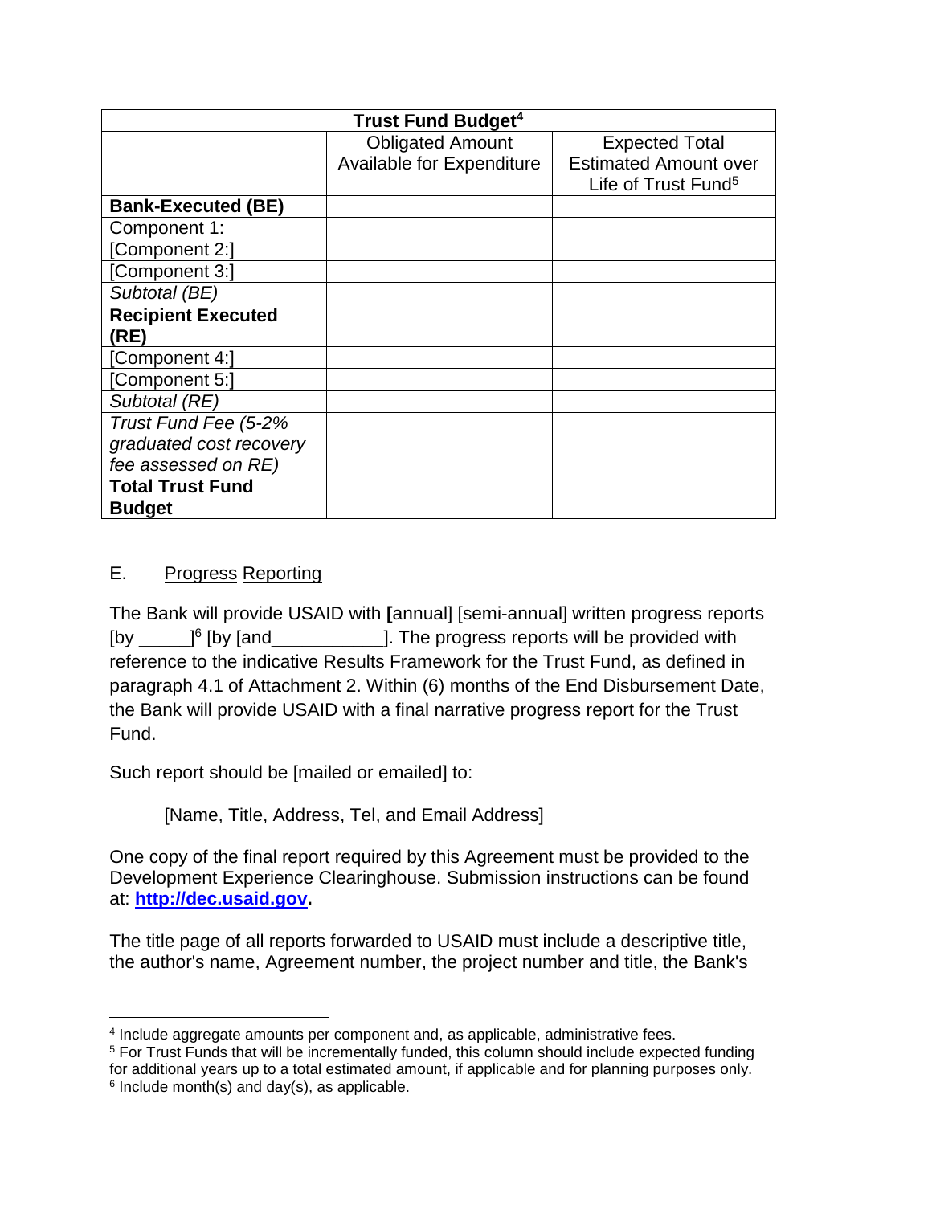| Trust Fund Budget[4] | | |
|---|---|---|
| | Obligated Amount Available for Expenditure | Expected Total Estimated Amount over Life of Trust Fund[5] |
| **Bank-Executed (BE)** | | |
| Component 1: | | |
| [Component 2:] | | |
| [Component 3:] | | |
| *Subtotal (BE)* | | |
| **Recipient Executed (RE)** | | |
| [Component 4:] | | |
| [Component 5:] | | |
| *Subtotal (RE)* | | |
| *Trust Fund Fee (5-2% graduated cost recovery fee assessed on RE)* | | |
| **Total Trust Fund Budget** | | |

E. Progress Reporting

The Bank will provide USAID with **[**annual] [semi-annual] written progress reports [by _____][6] [by [and___________]. The progress reports will be provided with reference to the indicative Results Framework for the Trust Fund, as defined in paragraph 4.1 of Attachment 2. Within (6) months of the End Disbursement Date, the Bank will provide USAID with a final narrative progress report for the Trust Fund.

Such report should be [mailed or emailed] to:

[Name, Title, Address, Tel, and Email Address]

One copy of the final report required by this Agreement must be provided to the Development Experience Clearinghouse. Submission instructions can be found at: **http://dec.usaid.gov.**

The title page of all reports forwarded to USAID must include a descriptive title, the author's name, Agreement number, the project number and title, the Bank's

---

[4] Include aggregate amounts per component and, as applicable, administrative fees.

[5] For Trust Funds that will be incrementally funded, this column should include expected funding for additional years up to a total estimated amount, if applicable and for planning purposes only.

[6] Include month(s) and day(s), as applicable.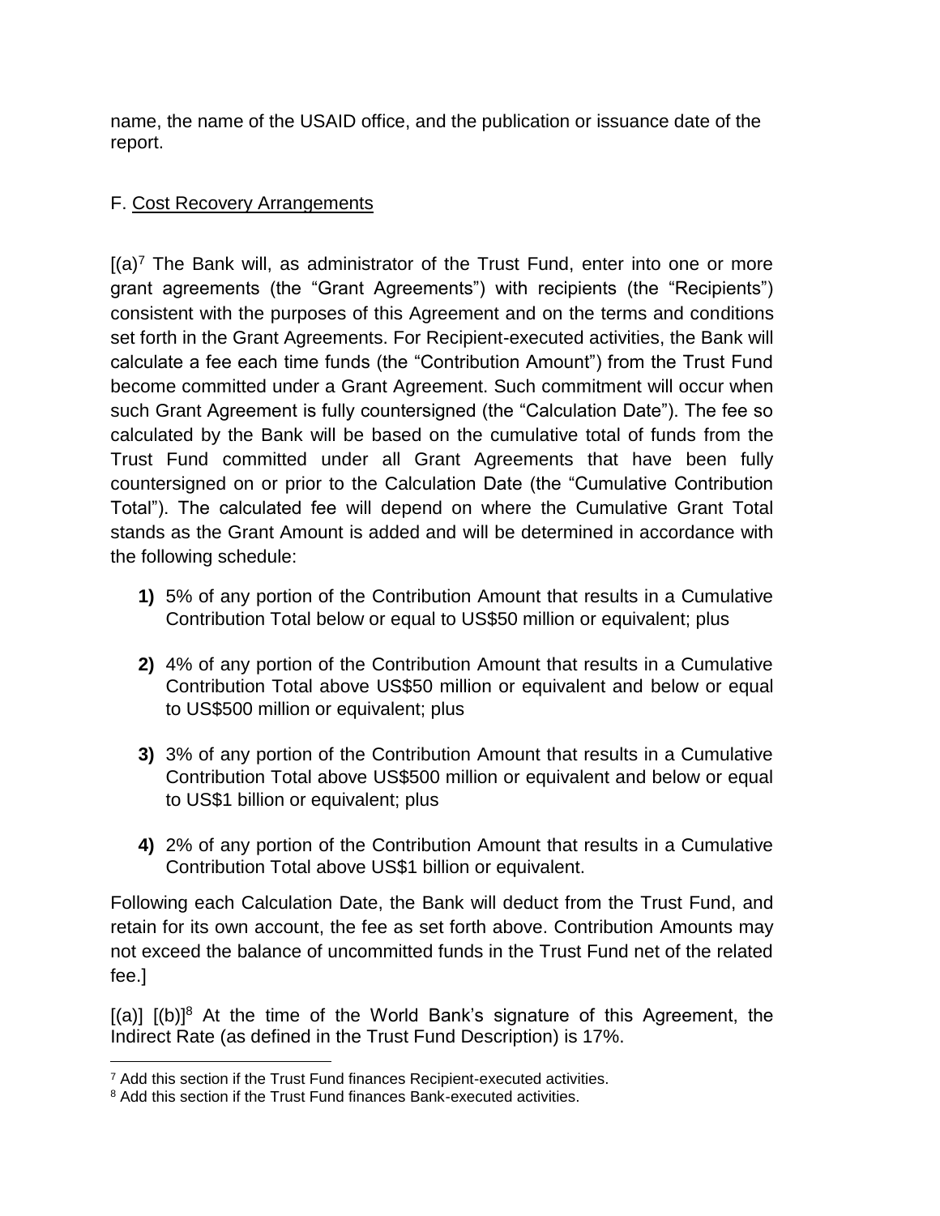name, the name of the USAID office, and the publication or issuance date of the report.

F. Cost Recovery Arrangements

[(a)[7] The Bank will, as administrator of the Trust Fund, enter into one or more grant agreements (the "Grant Agreements") with recipients (the "Recipients") consistent with the purposes of this Agreement and on the terms and conditions set forth in the Grant Agreements. For Recipient-executed activities, the Bank will calculate a fee each time funds (the "Contribution Amount") from the Trust Fund become committed under a Grant Agreement. Such commitment will occur when such Grant Agreement is fully countersigned (the "Calculation Date"). The fee so calculated by the Bank will be based on the cumulative total of funds from the Trust Fund committed under all Grant Agreements that have been fully countersigned on or prior to the Calculation Date (the "Cumulative Contribution Total"). The calculated fee will depend on where the Cumulative Grant Total stands as the Grant Amount is added and will be determined in accordance with the following schedule:

**1)** 5% of any portion of the Contribution Amount that results in a Cumulative Contribution Total below or equal to US$50 million or equivalent; plus

**2)** 4% of any portion of the Contribution Amount that results in a Cumulative Contribution Total above US$50 million or equivalent and below or equal to US$500 million or equivalent; plus

**3)** 3% of any portion of the Contribution Amount that results in a Cumulative Contribution Total above US$500 million or equivalent and below or equal to US$1 billion or equivalent; plus

**4)** 2% of any portion of the Contribution Amount that results in a Cumulative Contribution Total above US$1 billion or equivalent.

Following each Calculation Date, the Bank will deduct from the Trust Fund, and retain for its own account, the fee as set forth above. Contribution Amounts may not exceed the balance of uncommitted funds in the Trust Fund net of the related fee.]

[(a)] [(b)][8] At the time of the World Bank's signature of this Agreement, the Indirect Rate (as defined in the Trust Fund Description) is 17%.

[7] Add this section if the Trust Fund finances Recipient-executed activities.

[8] Add this section if the Trust Fund finances Bank-executed activities.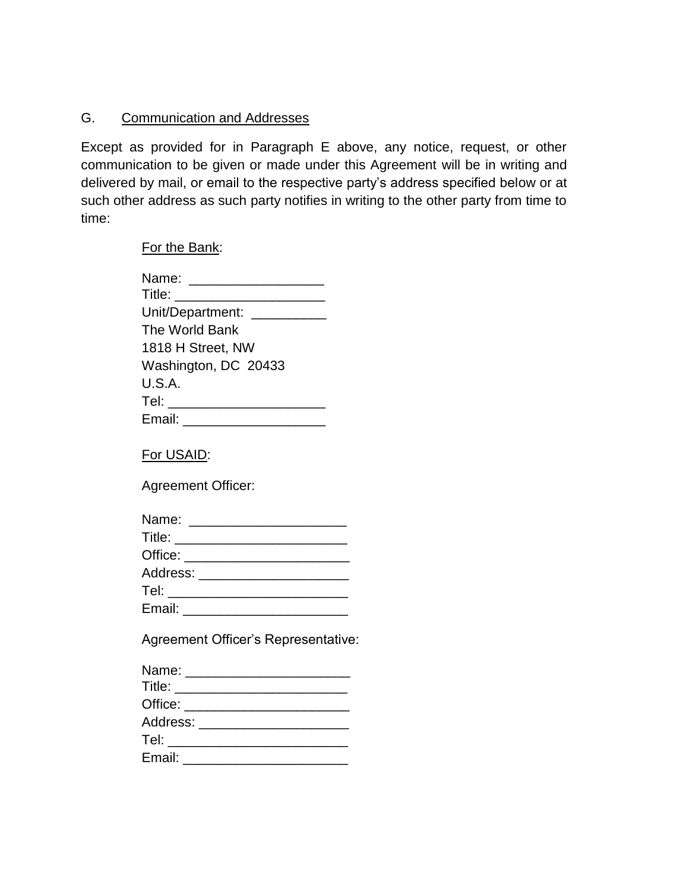G. Communication and Addresses

Except as provided for in Paragraph E above, any notice, request, or other communication to be given or made under this Agreement will be in writing and delivered by mail, or email to the respective party's address specified below or at such other address as such party notifies in writing to the other party from time to time:

For the Bank:

Name: __________________
Title: ____________________
Unit/Department: __________
The World Bank
1818 H Street, NW
Washington, DC 20433
U.S.A.
Tel: _____________________
Email: ___________________

For USAID:

Agreement Officer:

Name: _____________________
Title: _______________________
Office: ______________________
Address: ____________________
Tel: ________________________
Email: ______________________

Agreement Officer's Representative:

Name: ______________________
Title: _______________________
Office: ______________________
Address: ____________________
Tel: ________________________
Email: ______________________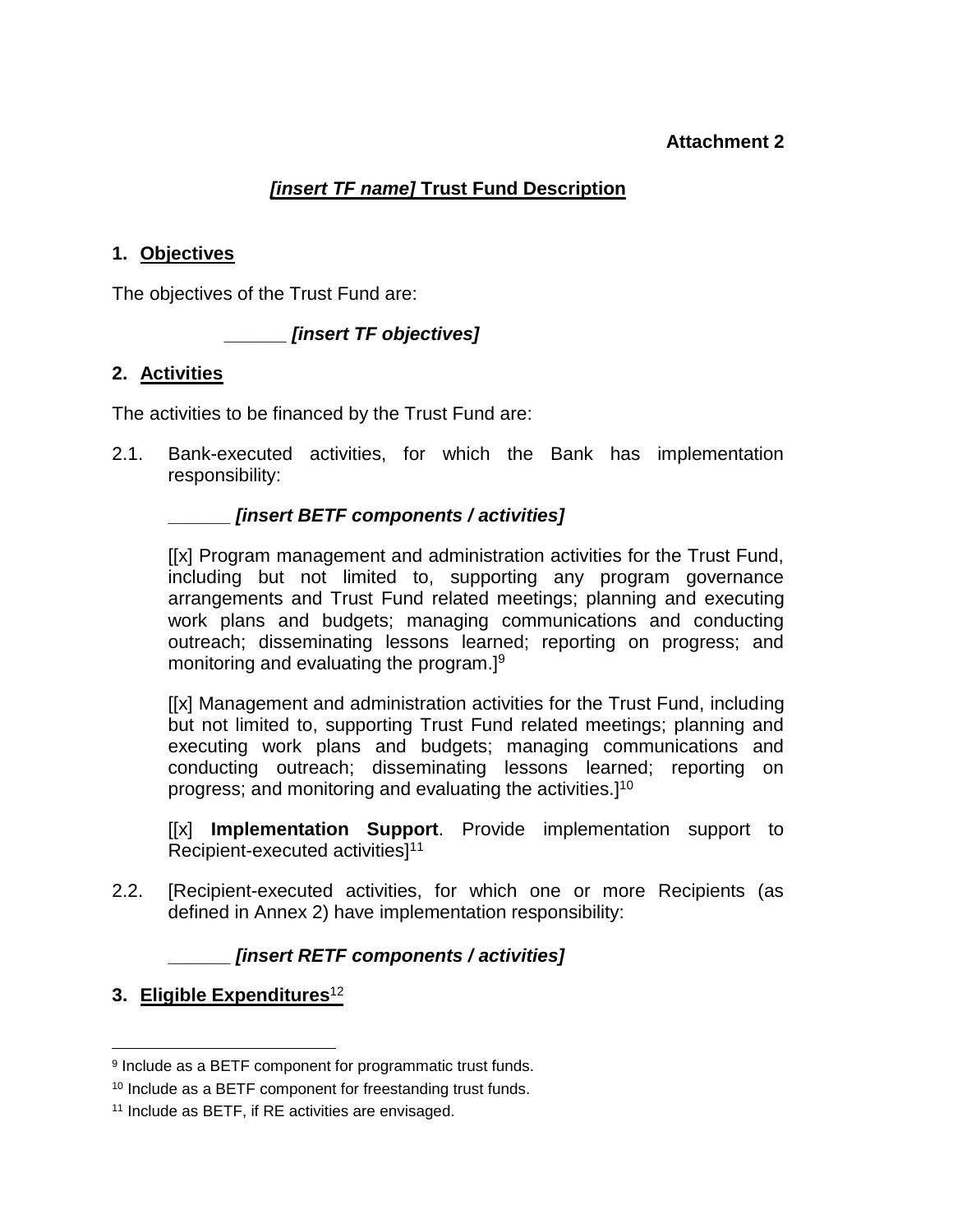**Attachment 2**

## ***[insert TF name]*** **Trust Fund Description**

### 1. Objectives

The objectives of the Trust Fund are:

***______ [insert TF objectives]***

### 2. Activities

The activities to be financed by the Trust Fund are:

2.1. Bank-executed activities, for which the Bank has implementation responsibility:

***______ [insert BETF components / activities]***

[[x] Program management and administration activities for the Trust Fund, including but not limited to, supporting any program governance arrangements and Trust Fund related meetings; planning and executing work plans and budgets; managing communications and conducting outreach; disseminating lessons learned; reporting on progress; and monitoring and evaluating the program.][9]

[[x] Management and administration activities for the Trust Fund, including but not limited to, supporting Trust Fund related meetings; planning and executing work plans and budgets; managing communications and conducting outreach; disseminating lessons learned; reporting on progress; and monitoring and evaluating the activities.][10]

[[x] **Implementation Support**. Provide implementation support to Recipient-executed activities][11]

2.2. [Recipient-executed activities, for which one or more Recipients (as defined in Annex 2) have implementation responsibility:

***______ [insert RETF components / activities]***

### 3. Eligible Expenditures[12]

---

[9] Include as a BETF component for programmatic trust funds.

[10] Include as a BETF component for freestanding trust funds.

[11] Include as BETF, if RE activities are envisaged.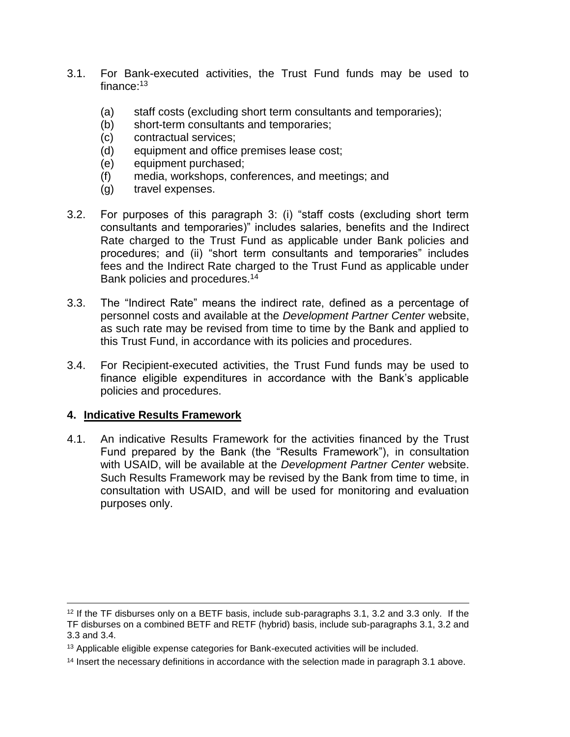3.1. For Bank-executed activities, the Trust Fund funds may be used to finance:[13]

(a) staff costs (excluding short term consultants and temporaries);
(b) short-term consultants and temporaries;
(c) contractual services;
(d) equipment and office premises lease cost;
(e) equipment purchased;
(f) media, workshops, conferences, and meetings; and
(g) travel expenses.

3.2. For purposes of this paragraph 3: (i) "staff costs (excluding short term consultants and temporaries)" includes salaries, benefits and the Indirect Rate charged to the Trust Fund as applicable under Bank policies and procedures; and (ii) "short term consultants and temporaries" includes fees and the Indirect Rate charged to the Trust Fund as applicable under Bank policies and procedures.[14]

3.3. The "Indirect Rate" means the indirect rate, defined as a percentage of personnel costs and available at the *Development Partner Center* website, as such rate may be revised from time to time by the Bank and applied to this Trust Fund, in accordance with its policies and procedures.

3.4. For Recipient-executed activities, the Trust Fund funds may be used to finance eligible expenditures in accordance with the Bank's applicable policies and procedures.

## 4. Indicative Results Framework

4.1. An indicative Results Framework for the activities financed by the Trust Fund prepared by the Bank (the "Results Framework"), in consultation with USAID, will be available at the *Development Partner Center* website. Such Results Framework may be revised by the Bank from time to time, in consultation with USAID, and will be used for monitoring and evaluation purposes only.

---

[12] If the TF disburses only on a BETF basis, include sub-paragraphs 3.1, 3.2 and 3.3 only. If the TF disburses on a combined BETF and RETF (hybrid) basis, include sub-paragraphs 3.1, 3.2 and 3.3 and 3.4.

[13] Applicable eligible expense categories for Bank-executed activities will be included.

[14] Insert the necessary definitions in accordance with the selection made in paragraph 3.1 above.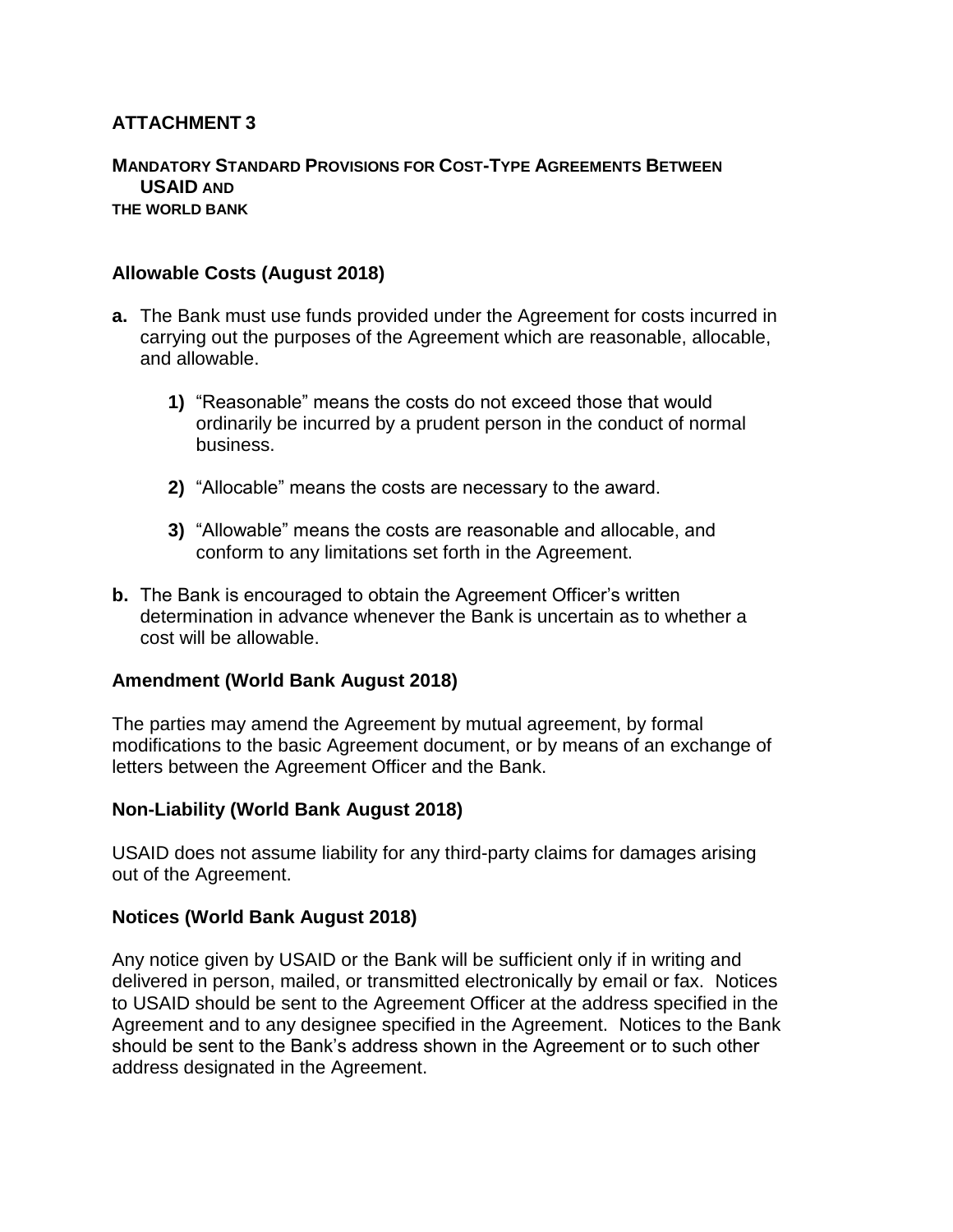## ATTACHMENT 3

### MANDATORY STANDARD PROVISIONS FOR COST-TYPE AGREEMENTS BETWEEN USAID AND THE WORLD BANK

### Allowable Costs (August 2018)

**a.** The Bank must use funds provided under the Agreement for costs incurred in carrying out the purposes of the Agreement which are reasonable, allocable, and allowable.

   **1)** "Reasonable" means the costs do not exceed those that would ordinarily be incurred by a prudent person in the conduct of normal business.

   **2)** "Allocable" means the costs are necessary to the award.

   **3)** "Allowable" means the costs are reasonable and allocable, and conform to any limitations set forth in the Agreement.

**b.** The Bank is encouraged to obtain the Agreement Officer's written determination in advance whenever the Bank is uncertain as to whether a cost will be allowable.

### Amendment (World Bank August 2018)

The parties may amend the Agreement by mutual agreement, by formal modifications to the basic Agreement document, or by means of an exchange of letters between the Agreement Officer and the Bank.

### Non-Liability (World Bank August 2018)

USAID does not assume liability for any third-party claims for damages arising out of the Agreement.

### Notices (World Bank August 2018)

Any notice given by USAID or the Bank will be sufficient only if in writing and delivered in person, mailed, or transmitted electronically by email or fax. Notices to USAID should be sent to the Agreement Officer at the address specified in the Agreement and to any designee specified in the Agreement. Notices to the Bank should be sent to the Bank's address shown in the Agreement or to such other address designated in the Agreement.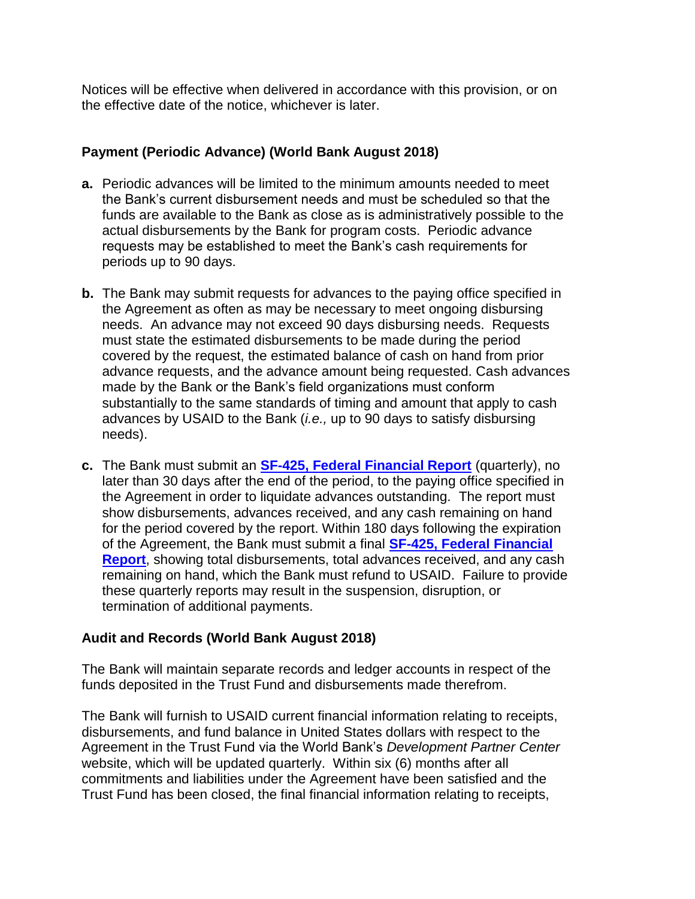Notices will be effective when delivered in accordance with this provision, or on the effective date of the notice, whichever is later.

**Payment (Periodic Advance) (World Bank August 2018)**

**a.** Periodic advances will be limited to the minimum amounts needed to meet the Bank's current disbursement needs and must be scheduled so that the funds are available to the Bank as close as is administratively possible to the actual disbursements by the Bank for program costs. Periodic advance requests may be established to meet the Bank's cash requirements for periods up to 90 days.

**b.** The Bank may submit requests for advances to the paying office specified in the Agreement as often as may be necessary to meet ongoing disbursing needs. An advance may not exceed 90 days disbursing needs. Requests must state the estimated disbursements to be made during the period covered by the request, the estimated balance of cash on hand from prior advance requests, and the advance amount being requested. Cash advances made by the Bank or the Bank's field organizations must conform substantially to the same standards of timing and amount that apply to cash advances by USAID to the Bank (*i.e.,* up to 90 days to satisfy disbursing needs).

**c.** The Bank must submit an **SF-425, Federal Financial Report** (quarterly), no later than 30 days after the end of the period, to the paying office specified in the Agreement in order to liquidate advances outstanding. The report must show disbursements, advances received, and any cash remaining on hand for the period covered by the report. Within 180 days following the expiration of the Agreement, the Bank must submit a final **SF-425, Federal Financial Report**, showing total disbursements, total advances received, and any cash remaining on hand, which the Bank must refund to USAID. Failure to provide these quarterly reports may result in the suspension, disruption, or termination of additional payments.

**Audit and Records (World Bank August 2018)**

The Bank will maintain separate records and ledger accounts in respect of the funds deposited in the Trust Fund and disbursements made therefrom.

The Bank will furnish to USAID current financial information relating to receipts, disbursements, and fund balance in United States dollars with respect to the Agreement in the Trust Fund via the World Bank's *Development Partner Center* website, which will be updated quarterly. Within six (6) months after all commitments and liabilities under the Agreement have been satisfied and the Trust Fund has been closed, the final financial information relating to receipts,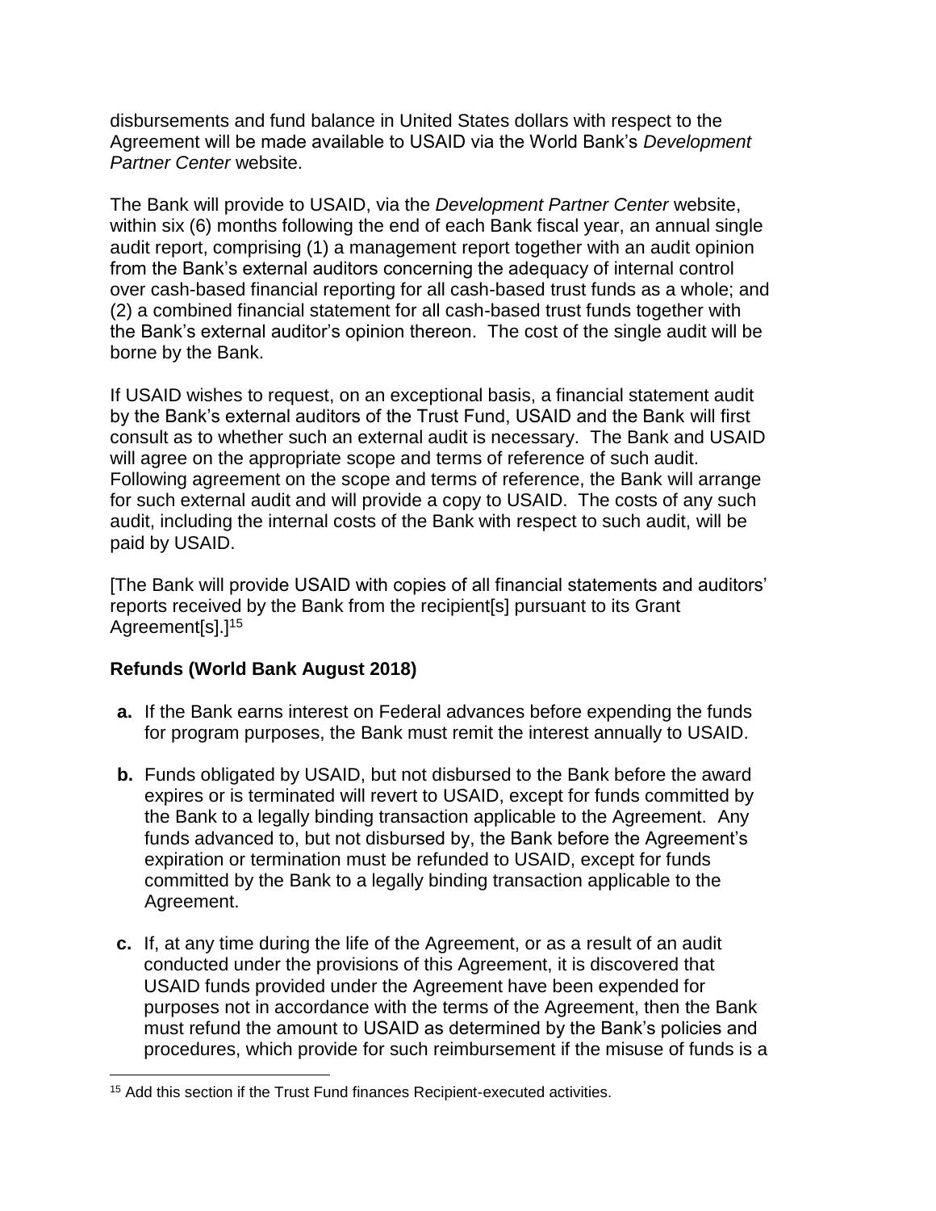disbursements and fund balance in United States dollars with respect to the Agreement will be made available to USAID via the World Bank's *Development Partner Center* website.

The Bank will provide to USAID, via the *Development Partner Center* website, within six (6) months following the end of each Bank fiscal year, an annual single audit report, comprising (1) a management report together with an audit opinion from the Bank's external auditors concerning the adequacy of internal control over cash-based financial reporting for all cash-based trust funds as a whole; and (2) a combined financial statement for all cash-based trust funds together with the Bank's external auditor's opinion thereon. The cost of the single audit will be borne by the Bank.

If USAID wishes to request, on an exceptional basis, a financial statement audit by the Bank's external auditors of the Trust Fund, USAID and the Bank will first consult as to whether such an external audit is necessary. The Bank and USAID will agree on the appropriate scope and terms of reference of such audit. Following agreement on the scope and terms of reference, the Bank will arrange for such external audit and will provide a copy to USAID. The costs of any such audit, including the internal costs of the Bank with respect to such audit, will be paid by USAID.

[The Bank will provide USAID with copies of all financial statements and auditors' reports received by the Bank from the recipient[s] pursuant to its Grant Agreement[s].][15]

**Refunds (World Bank August 2018)**

**a.** If the Bank earns interest on Federal advances before expending the funds for program purposes, the Bank must remit the interest annually to USAID.

**b.** Funds obligated by USAID, but not disbursed to the Bank before the award expires or is terminated will revert to USAID, except for funds committed by the Bank to a legally binding transaction applicable to the Agreement. Any funds advanced to, but not disbursed by, the Bank before the Agreement's expiration or termination must be refunded to USAID, except for funds committed by the Bank to a legally binding transaction applicable to the Agreement.

**c.** If, at any time during the life of the Agreement, or as a result of an audit conducted under the provisions of this Agreement, it is discovered that USAID funds provided under the Agreement have been expended for purposes not in accordance with the terms of the Agreement, then the Bank must refund the amount to USAID as determined by the Bank's policies and procedures, which provide for such reimbursement if the misuse of funds is a

[15] Add this section if the Trust Fund finances Recipient-executed activities.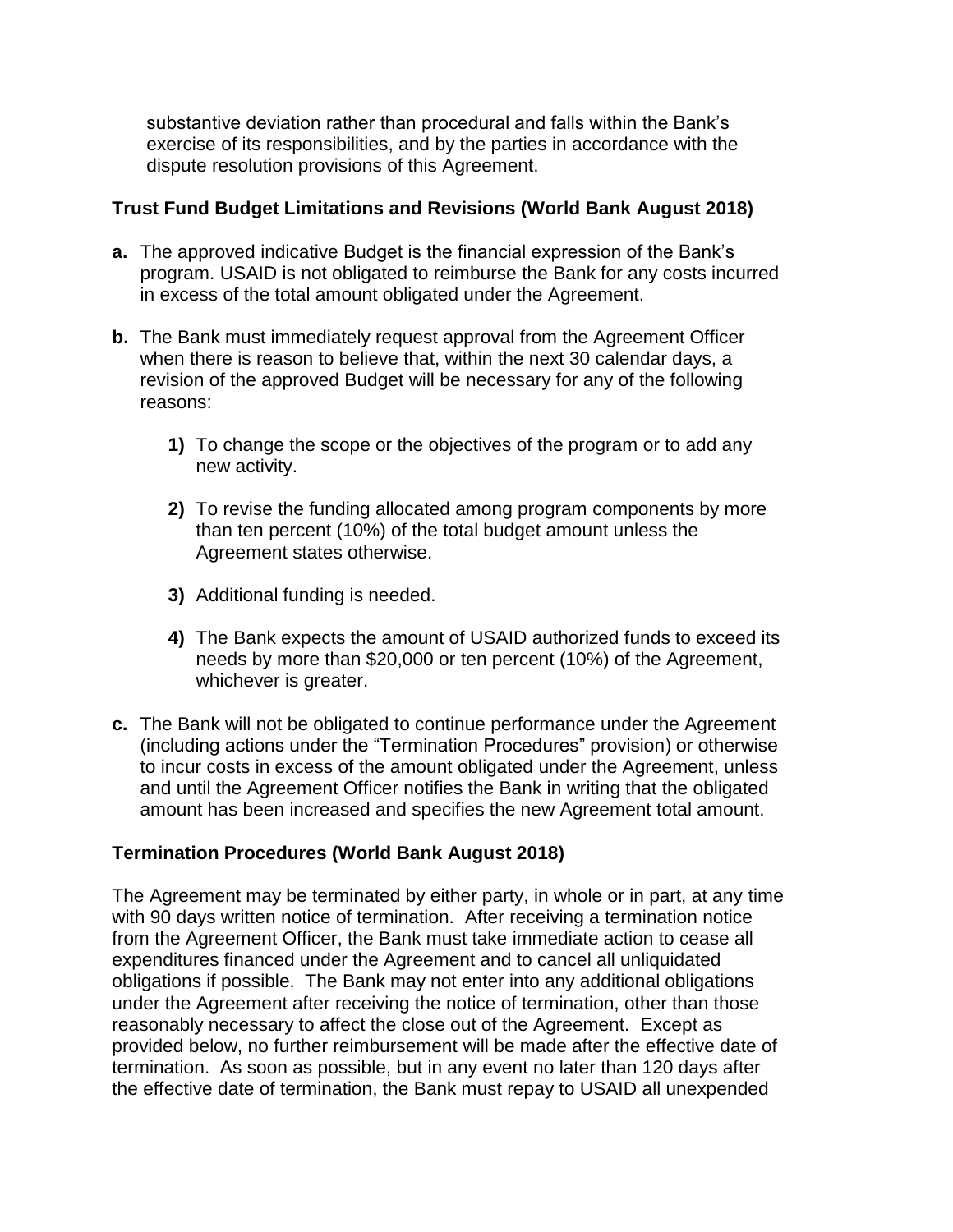substantive deviation rather than procedural and falls within the Bank's exercise of its responsibilities, and by the parties in accordance with the dispute resolution provisions of this Agreement.

**Trust Fund Budget Limitations and Revisions (World Bank August 2018)**

**a.** The approved indicative Budget is the financial expression of the Bank's program. USAID is not obligated to reimburse the Bank for any costs incurred in excess of the total amount obligated under the Agreement.

**b.** The Bank must immediately request approval from the Agreement Officer when there is reason to believe that, within the next 30 calendar days, a revision of the approved Budget will be necessary for any of the following reasons:

   **1)** To change the scope or the objectives of the program or to add any new activity.

   **2)** To revise the funding allocated among program components by more than ten percent (10%) of the total budget amount unless the Agreement states otherwise.

   **3)** Additional funding is needed.

   **4)** The Bank expects the amount of USAID authorized funds to exceed its needs by more than $20,000 or ten percent (10%) of the Agreement, whichever is greater.

**c.** The Bank will not be obligated to continue performance under the Agreement (including actions under the "Termination Procedures" provision) or otherwise to incur costs in excess of the amount obligated under the Agreement, unless and until the Agreement Officer notifies the Bank in writing that the obligated amount has been increased and specifies the new Agreement total amount.

**Termination Procedures (World Bank August 2018)**

The Agreement may be terminated by either party, in whole or in part, at any time with 90 days written notice of termination. After receiving a termination notice from the Agreement Officer, the Bank must take immediate action to cease all expenditures financed under the Agreement and to cancel all unliquidated obligations if possible. The Bank may not enter into any additional obligations under the Agreement after receiving the notice of termination, other than those reasonably necessary to affect the close out of the Agreement. Except as provided below, no further reimbursement will be made after the effective date of termination. As soon as possible, but in any event no later than 120 days after the effective date of termination, the Bank must repay to USAID all unexpended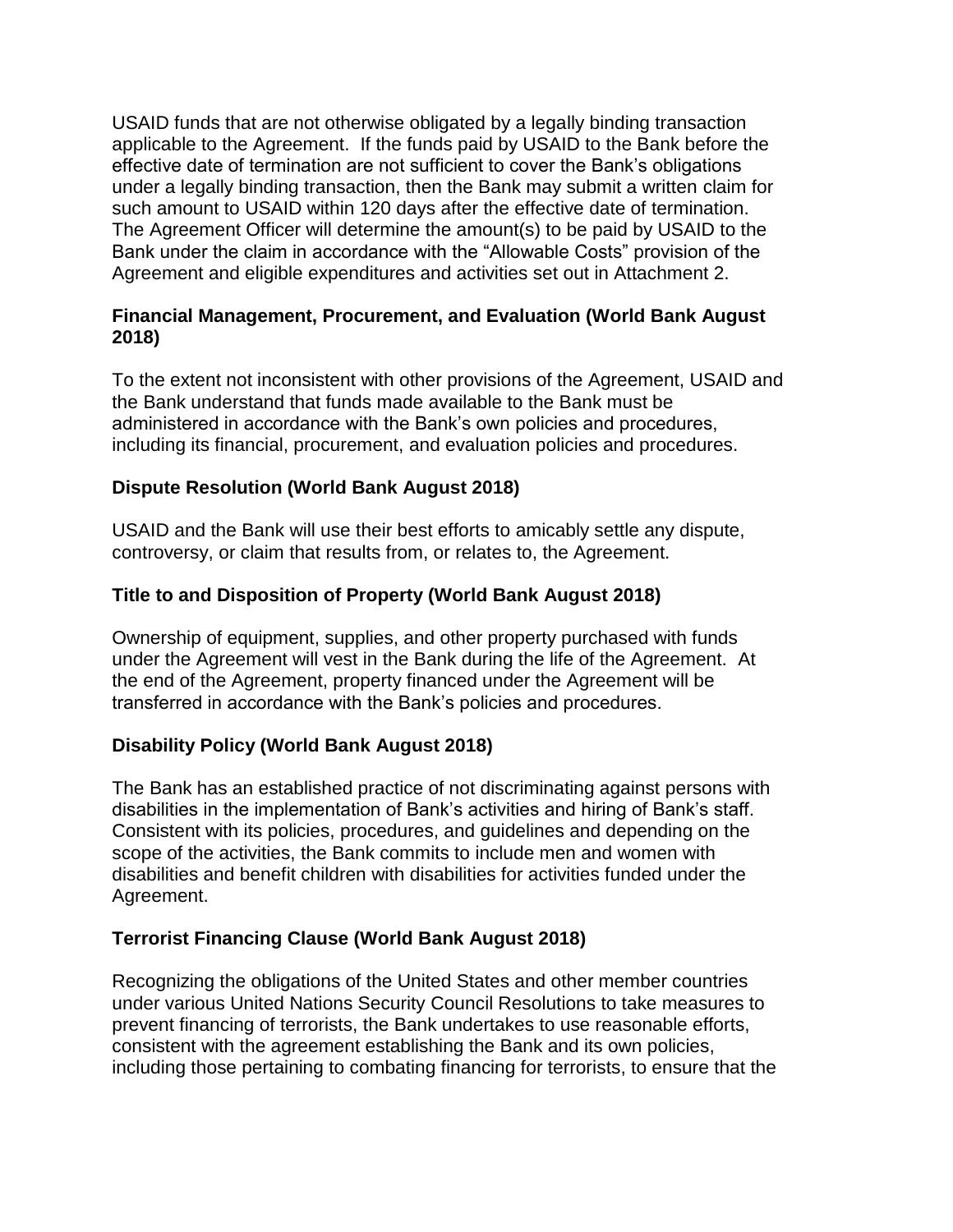USAID funds that are not otherwise obligated by a legally binding transaction applicable to the Agreement. If the funds paid by USAID to the Bank before the effective date of termination are not sufficient to cover the Bank's obligations under a legally binding transaction, then the Bank may submit a written claim for such amount to USAID within 120 days after the effective date of termination. The Agreement Officer will determine the amount(s) to be paid by USAID to the Bank under the claim in accordance with the "Allowable Costs" provision of the Agreement and eligible expenditures and activities set out in Attachment 2.

**Financial Management, Procurement, and Evaluation (World Bank August 2018)**

To the extent not inconsistent with other provisions of the Agreement, USAID and the Bank understand that funds made available to the Bank must be administered in accordance with the Bank's own policies and procedures, including its financial, procurement, and evaluation policies and procedures.

**Dispute Resolution (World Bank August 2018)**

USAID and the Bank will use their best efforts to amicably settle any dispute, controversy, or claim that results from, or relates to, the Agreement.

**Title to and Disposition of Property (World Bank August 2018)**

Ownership of equipment, supplies, and other property purchased with funds under the Agreement will vest in the Bank during the life of the Agreement. At the end of the Agreement, property financed under the Agreement will be transferred in accordance with the Bank's policies and procedures.

**Disability Policy (World Bank August 2018)**

The Bank has an established practice of not discriminating against persons with disabilities in the implementation of Bank's activities and hiring of Bank's staff. Consistent with its policies, procedures, and guidelines and depending on the scope of the activities, the Bank commits to include men and women with disabilities and benefit children with disabilities for activities funded under the Agreement.

**Terrorist Financing Clause (World Bank August 2018)**

Recognizing the obligations of the United States and other member countries under various United Nations Security Council Resolutions to take measures to prevent financing of terrorists, the Bank undertakes to use reasonable efforts, consistent with the agreement establishing the Bank and its own policies, including those pertaining to combating financing for terrorists, to ensure that the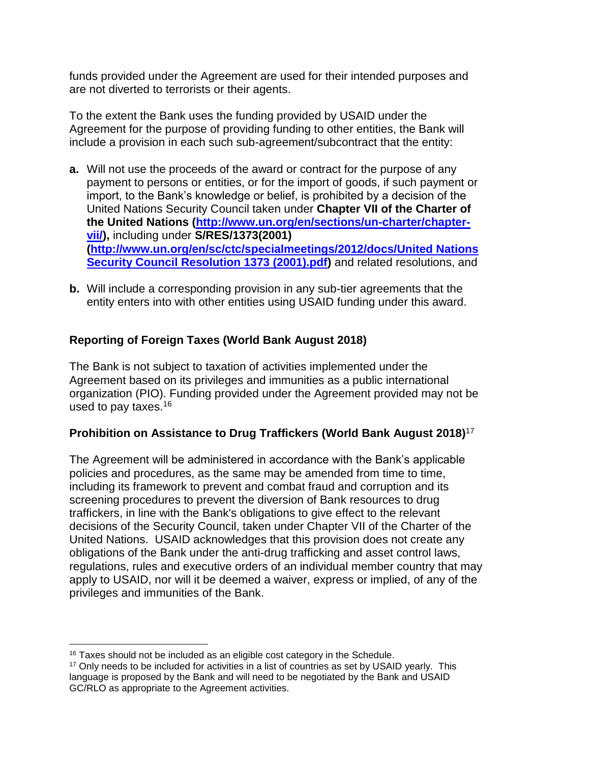funds provided under the Agreement are used for their intended purposes and are not diverted to terrorists or their agents.

To the extent the Bank uses the funding provided by USAID under the Agreement for the purpose of providing funding to other entities, the Bank will include a provision in each such sub-agreement/subcontract that the entity:

- **a.** Will not use the proceeds of the award or contract for the purpose of any payment to persons or entities, or for the import of goods, if such payment or import, to the Bank's knowledge or belief, is prohibited by a decision of the United Nations Security Council taken under **Chapter VII of the Charter of the United Nations ([http://www.un.org/en/sections/un-charter/chapter-vii/](http://www.un.org/en/sections/un-charter/chapter-vii/)),** including under **S/RES/1373(2001) ([http://www.un.org/en/sc/ctc/specialmeetings/2012/docs/United Nations Security Council Resolution 1373 (2001).pdf](http://www.un.org/en/sc/ctc/specialmeetings/2012/docs/United Nations Security Council Resolution 1373 (2001).pdf))** and related resolutions, and
- **b.** Will include a corresponding provision in any sub-tier agreements that the entity enters into with other entities using USAID funding under this award.

### Reporting of Foreign Taxes (World Bank August 2018)

The Bank is not subject to taxation of activities implemented under the Agreement based on its privileges and immunities as a public international organization (PIO). Funding provided under the Agreement provided may not be used to pay taxes.[16]

### Prohibition on Assistance to Drug Traffickers (World Bank August 2018)[17]

The Agreement will be administered in accordance with the Bank's applicable policies and procedures, as the same may be amended from time to time, including its framework to prevent and combat fraud and corruption and its screening procedures to prevent the diversion of Bank resources to drug traffickers, in line with the Bank's obligations to give effect to the relevant decisions of the Security Council, taken under Chapter VII of the Charter of the United Nations. USAID acknowledges that this provision does not create any obligations of the Bank under the anti-drug trafficking and asset control laws, regulations, rules and executive orders of an individual member country that may apply to USAID, nor will it be deemed a waiver, express or implied, of any of the privileges and immunities of the Bank.

---

[16] Taxes should not be included as an eligible cost category in the Schedule.

[17] Only needs to be included for activities in a list of countries as set by USAID yearly. This language is proposed by the Bank and will need to be negotiated by the Bank and USAID GC/RLO as appropriate to the Agreement activities.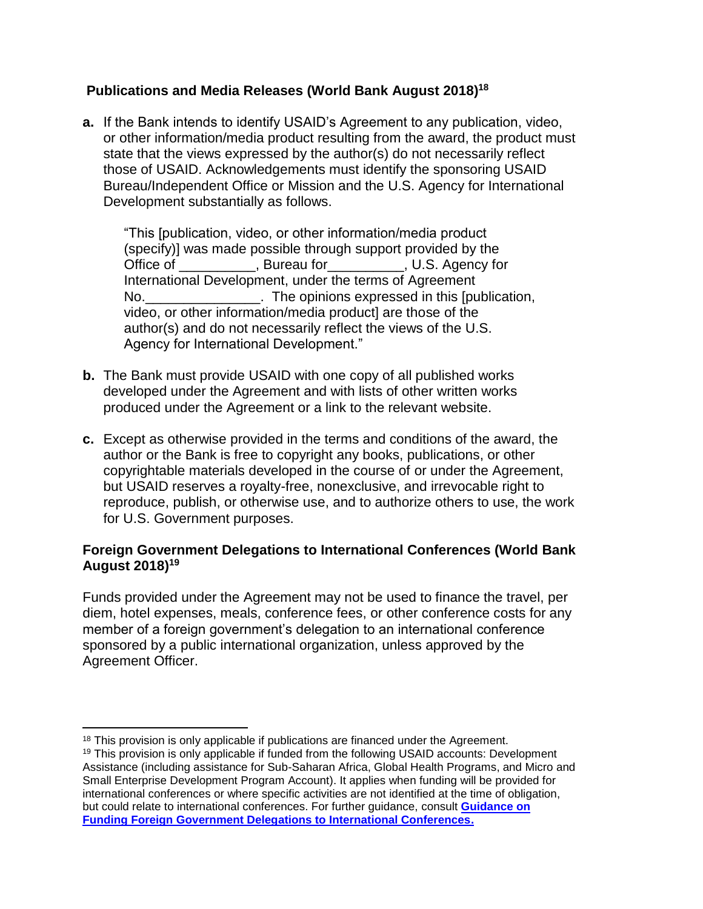**Publications and Media Releases (World Bank August 2018)[18]**

**a.** If the Bank intends to identify USAID's Agreement to any publication, video, or other information/media product resulting from the award, the product must state that the views expressed by the author(s) do not necessarily reflect those of USAID. Acknowledgements must identify the sponsoring USAID Bureau/Independent Office or Mission and the U.S. Agency for International Development substantially as follows.

> "This [publication, video, or other information/media product (specify)] was made possible through support provided by the Office of __________, Bureau for__________, U.S. Agency for International Development, under the terms of Agreement No._______________. The opinions expressed in this [publication, video, or other information/media product] are those of the author(s) and do not necessarily reflect the views of the U.S. Agency for International Development."

**b.** The Bank must provide USAID with one copy of all published works developed under the Agreement and with lists of other written works produced under the Agreement or a link to the relevant website.

**c.** Except as otherwise provided in the terms and conditions of the award, the author or the Bank is free to copyright any books, publications, or other copyrightable materials developed in the course of or under the Agreement, but USAID reserves a royalty-free, nonexclusive, and irrevocable right to reproduce, publish, or otherwise use, and to authorize others to use, the work for U.S. Government purposes.

**Foreign Government Delegations to International Conferences (World Bank August 2018)[19]**

Funds provided under the Agreement may not be used to finance the travel, per diem, hotel expenses, meals, conference fees, or other conference costs for any member of a foreign government's delegation to an international conference sponsored by a public international organization, unless approved by the Agreement Officer.

---

[18] This provision is only applicable if publications are financed under the Agreement.

[19] This provision is only applicable if funded from the following USAID accounts: Development Assistance (including assistance for Sub-Saharan Africa, Global Health Programs, and Micro and Small Enterprise Development Program Account). It applies when funding will be provided for international conferences or where specific activities are not identified at the time of obligation, but could relate to international conferences. For further guidance, consult **Guidance on Funding Foreign Government Delegations to International Conferences.**